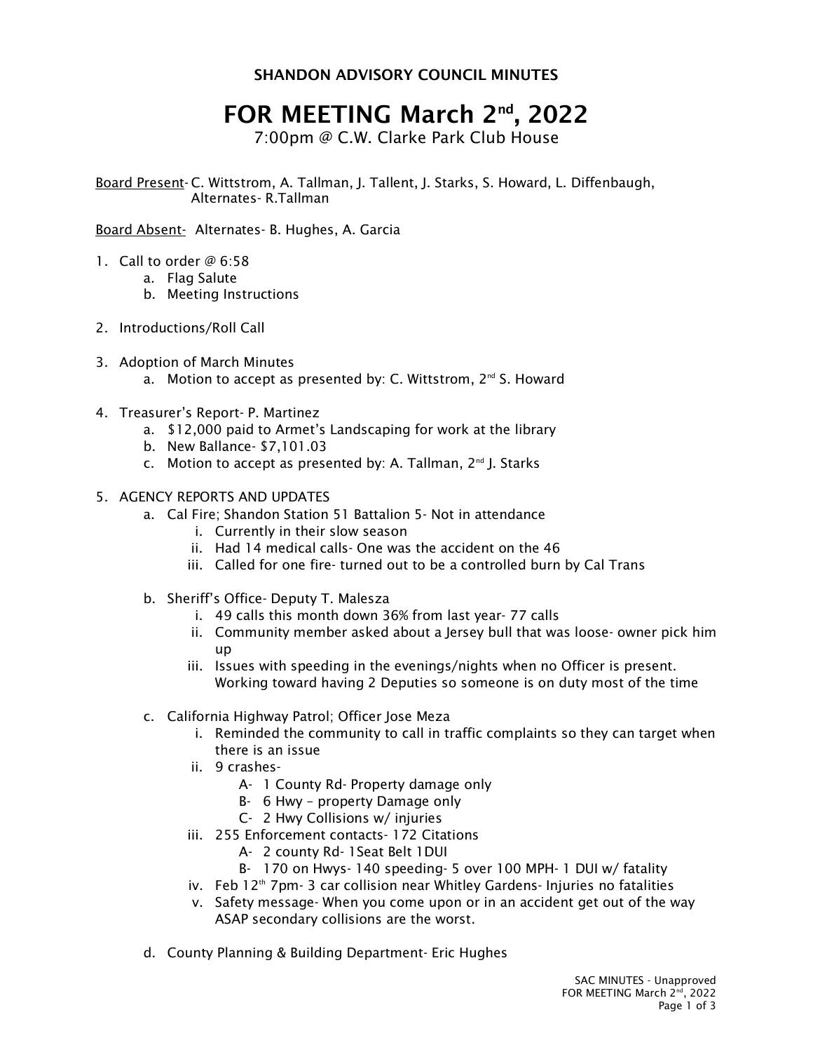**SHANDON ADVISORY COUNCIL MINUTES**

# FOR MEETING March 2nd, 2022

7:00pm @ C.W. Clarke Park Club House

Board Present- C. Wittstrom, A. Tallman, J. Tallent, J. Starks, S. Howard, L. Diffenbaugh, Alternates- R.Tallman

Board Absent- Alternates- B. Hughes, A. Garcia

1. Call to order @ 6:58
    a. Flag Salute
    b. Meeting Instructions

2. Introductions/Roll Call

3. Adoption of March Minutes
    a. Motion to accept as presented by: C. Wittstrom, 2nd S. Howard

4. Treasurer's Report- P. Martinez
    a. $12,000 paid to Armet's Landscaping for work at the library
    b. New Ballance- $7,101.03
    c. Motion to accept as presented by: A. Tallman, 2nd J. Starks

5. AGENCY REPORTS AND UPDATES
    a. Cal Fire; Shandon Station 51 Battalion 5- Not in attendance
        i. Currently in their slow season
        ii. Had 14 medical calls- One was the accident on the 46
        iii. Called for one fire- turned out to be a controlled burn by Cal Trans

    b. Sheriff's Office- Deputy T. Malesza
        i. 49 calls this month down 36% from last year- 77 calls
        ii. Community member asked about a Jersey bull that was loose- owner pick him up
        iii. Issues with speeding in the evenings/nights when no Officer is present. Working toward having 2 Deputies so someone is on duty most of the time

    c. California Highway Patrol; Officer Jose Meza
        i. Reminded the community to call in traffic complaints so they can target when there is an issue
        ii. 9 crashes-
            A- 1 County Rd- Property damage only
            B- 6 Hwy – property Damage only
            C- 2 Hwy Collisions w/ injuries
        iii. 255 Enforcement contacts- 172 Citations
            A- 2 county Rd- 1Seat Belt 1DUI
            B- 170 on Hwys- 140 speeding- 5 over 100 MPH- 1 DUI w/ fatality
        iv. Feb 12th 7pm- 3 car collision near Whitley Gardens- Injuries no fatalities
        v. Safety message- When you come upon or in an accident get out of the way ASAP secondary collisions are the worst.

    d. County Planning & Building Department- Eric Hughes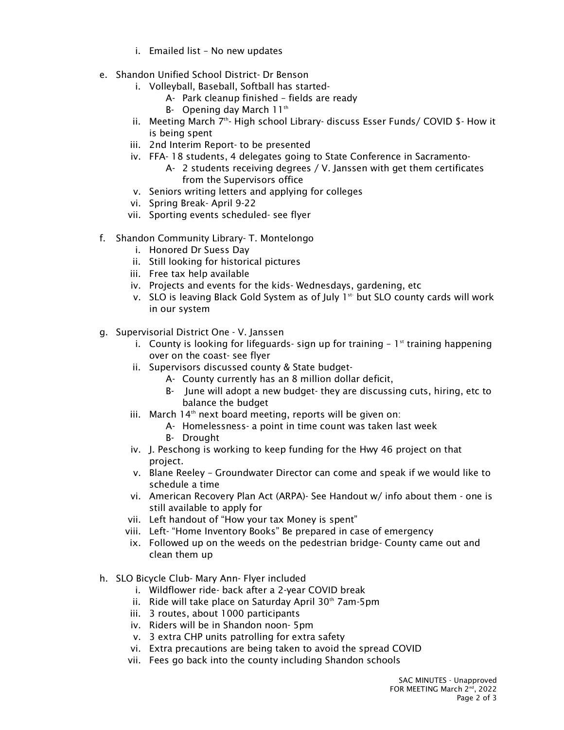i. Emailed list – No new updates

e. Shandon Unified School District- Dr Benson
   i. Volleyball, Baseball, Softball has started-
      A- Park cleanup finished – fields are ready
      B- Opening day March 11th
   ii. Meeting March 7th- High school Library- discuss Esser Funds/ COVID $- How it is being spent
   iii. 2nd Interim Report- to be presented
   iv. FFA- 18 students, 4 delegates going to State Conference in Sacramento-
      A- 2 students receiving degrees / V. Janssen with get them certificates from the Supervisors office
   v. Seniors writing letters and applying for colleges
   vi. Spring Break- April 9-22
   vii. Sporting events scheduled- see flyer

f. Shandon Community Library- T. Montelongo
   i. Honored Dr Suess Day
   ii. Still looking for historical pictures
   iii. Free tax help available
   iv. Projects and events for the kids- Wednesdays, gardening, etc
   v. SLO is leaving Black Gold System as of July 1st- but SLO county cards will work in our system

g. Supervisorial District One - V. Janssen
   i. County is looking for lifeguards- sign up for training – 1st training happening over on the coast- see flyer
   ii. Supervisors discussed county & State budget-
      A- County currently has an 8 million dollar deficit,
      B- June will adopt a new budget- they are discussing cuts, hiring, etc to balance the budget
   iii. March 14th next board meeting, reports will be given on:
      A- Homelessness- a point in time count was taken last week
      B- Drought
   iv. J. Peschong is working to keep funding for the Hwy 46 project on that project.
   v. Blane Reeley – Groundwater Director can come and speak if we would like to schedule a time
   vi. American Recovery Plan Act (ARPA)- See Handout w/ info about them - one is still available to apply for
   vii. Left handout of "How your tax Money is spent"
   viii. Left- "Home Inventory Books" Be prepared in case of emergency
   ix. Followed up on the weeds on the pedestrian bridge- County came out and clean them up

h. SLO Bicycle Club- Mary Ann- Flyer included
   i. Wildflower ride- back after a 2-year COVID break
   ii. Ride will take place on Saturday April 30th 7am-5pm
   iii. 3 routes, about 1000 participants
   iv. Riders will be in Shandon noon- 5pm
   v. 3 extra CHP units patrolling for extra safety
   vi. Extra precautions are being taken to avoid the spread COVID
   vii. Fees go back into the county including Shandon schools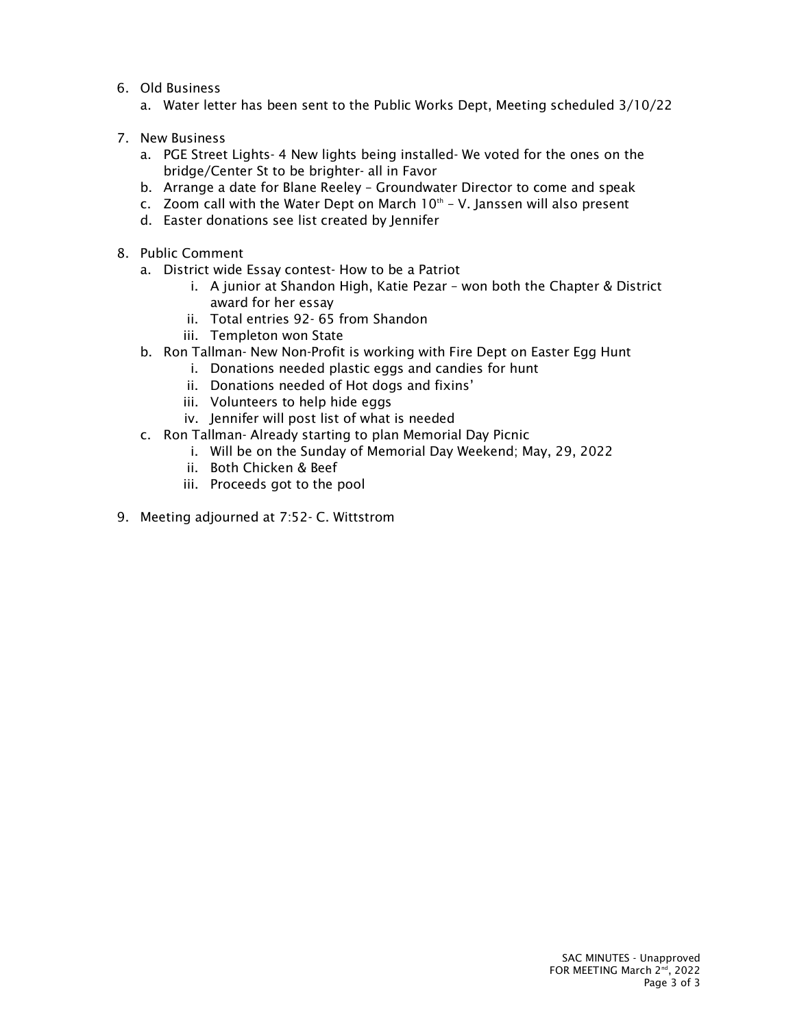6. Old Business
    a. Water letter has been sent to the Public Works Dept, Meeting scheduled 3/10/22

7. New Business
    a. PGE Street Lights- 4 New lights being installed- We voted for the ones on the bridge/Center St to be brighter- all in Favor
    b. Arrange a date for Blane Reeley – Groundwater Director to come and speak
    c. Zoom call with the Water Dept on March 10th – V. Janssen will also present
    d. Easter donations see list created by Jennifer

8. Public Comment
    a. District wide Essay contest- How to be a Patriot
        i. A junior at Shandon High, Katie Pezar – won both the Chapter & District award for her essay
        ii. Total entries 92- 65 from Shandon
        iii. Templeton won State
    b. Ron Tallman- New Non-Profit is working with Fire Dept on Easter Egg Hunt
        i. Donations needed plastic eggs and candies for hunt
        ii. Donations needed of Hot dogs and fixins'
        iii. Volunteers to help hide eggs
        iv. Jennifer will post list of what is needed
    c. Ron Tallman- Already starting to plan Memorial Day Picnic
        i. Will be on the Sunday of Memorial Day Weekend; May, 29, 2022
        ii. Both Chicken & Beef
        iii. Proceeds got to the pool

9. Meeting adjourned at 7:52- C. Wittstrom

SAC MINUTES - Unapproved
FOR MEETING March 2nd, 2022